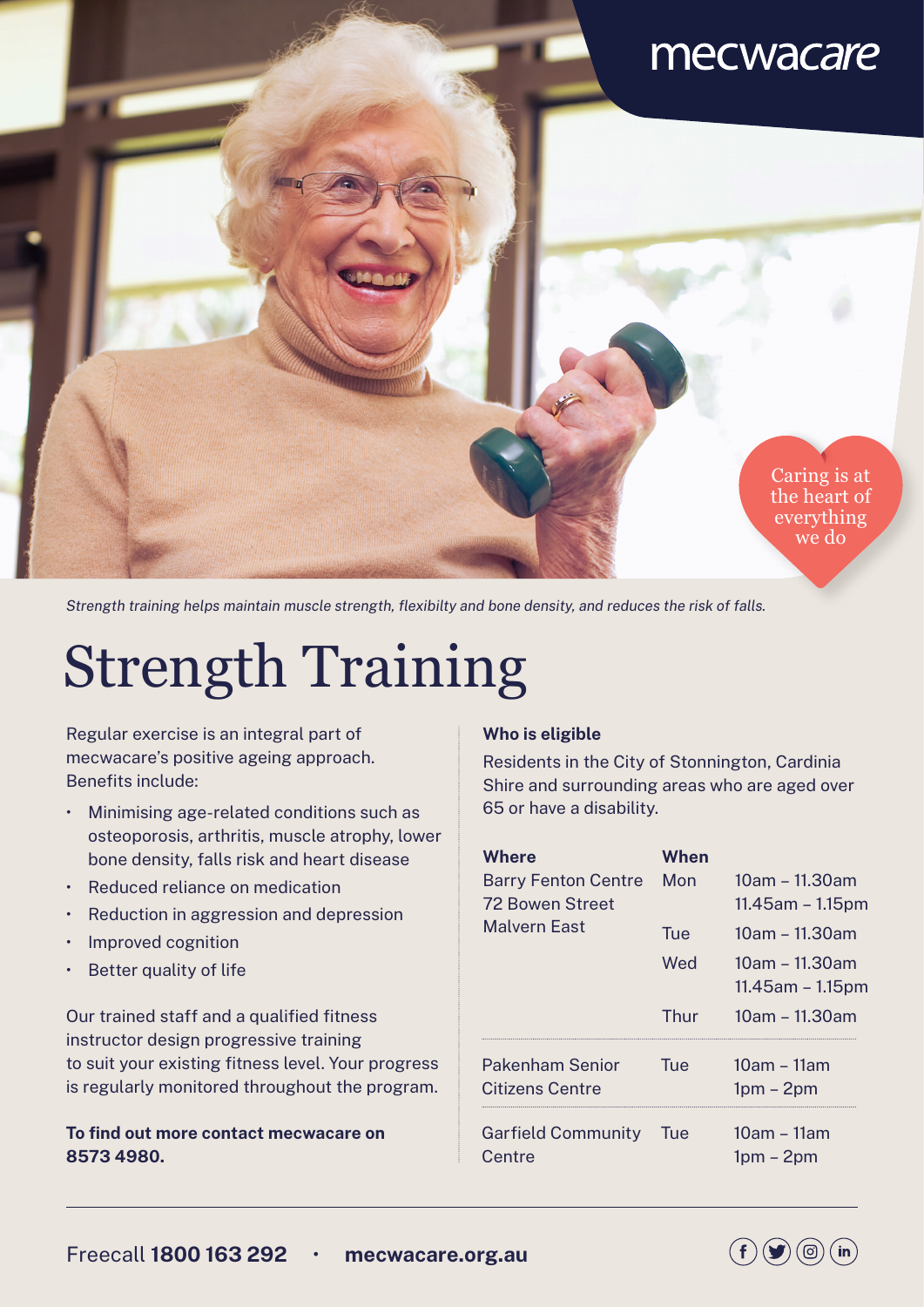mecwacare

Caring is at the heart of everything we do

*Strength training helps maintain muscle strength, flexibilty and bone density, and reduces the risk of falls.*

# Strength Training

Regular exercise is an integral part of mecwacare's positive ageing approach. Benefits include:

- Minimising age-related conditions such as osteoporosis, arthritis, muscle atrophy, lower bone density, falls risk and heart disease
- Reduced reliance on medication
- Reduction in aggression and depression
- Improved cognition
- Better quality of life

Our trained staff and a qualified fitness instructor design progressive training to suit your existing fitness level. Your progress is regularly monitored throughout the program.

**To find out more contact mecwacare on 8573 4980.**

**Who is eligible**

Residents in the City of Stonnington, Cardinia Shire and surrounding areas who are aged over 65 or have a disability.

| Where | When | |
|---|---|---|
| Barry Fenton Centre, 72 Bowen Street, Malvern East | Mon | 10am – 11.30am<br>11.45am – 1.15pm |
| | Tue | 10am – 11.30am |
| | Wed | 10am – 11.30am<br>11.45am – 1.15pm |
| | Thur | 10am – 11.30am |
| Pakenham Senior Citizens Centre | Tue | 10am – 11am<br>1pm – 2pm |
| Garfield Community Centre | Tue | 10am – 11am<br>1pm – 2pm |

Freecall **1800 163 292** · **mecwacare.org.au**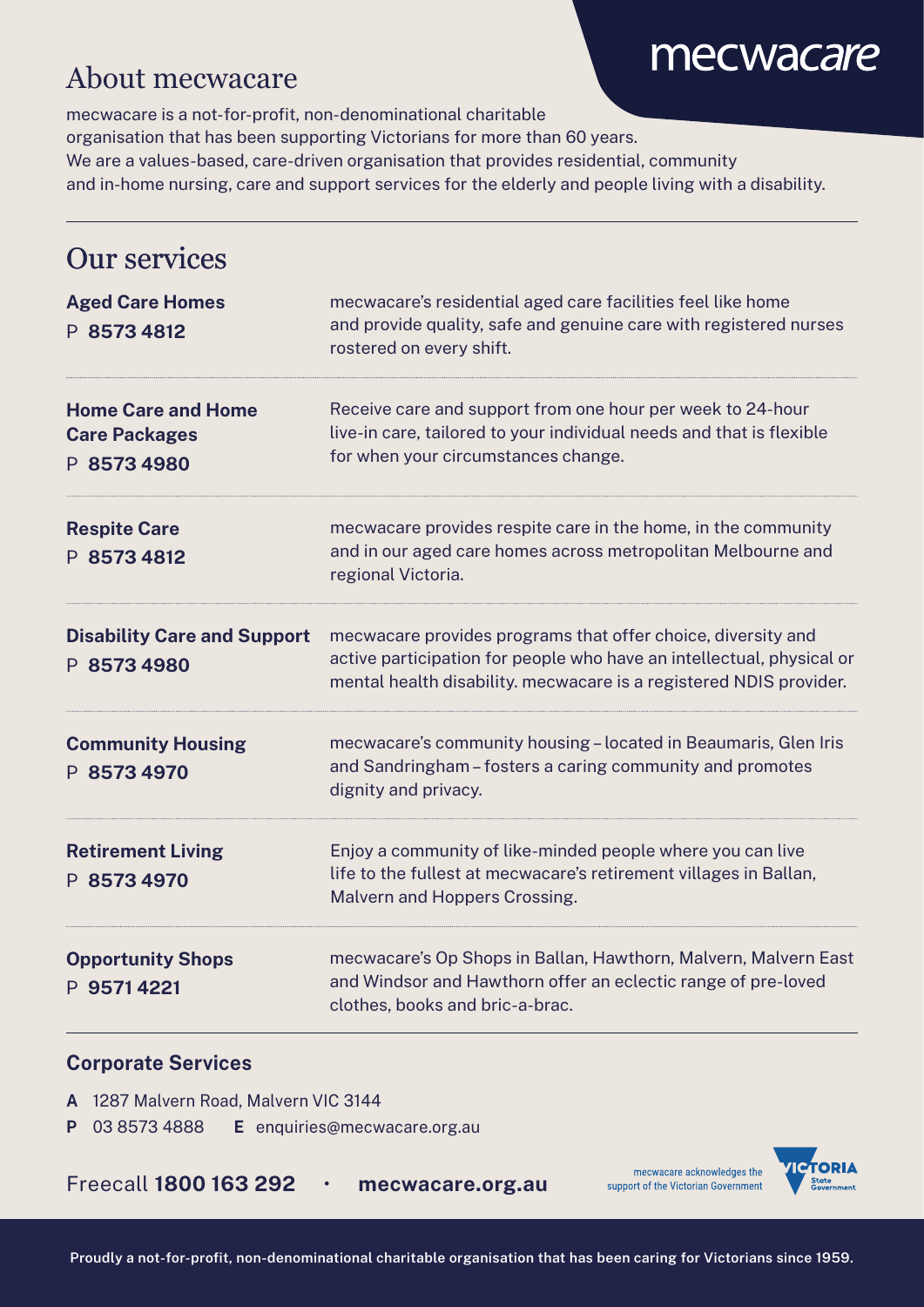mecwacare

## About mecwacare

mecwacare is a not-for-profit, non-denominational charitable organisation that has been supporting Victorians for more than 60 years. We are a values-based, care-driven organisation that provides residential, community and in-home nursing, care and support services for the elderly and people living with a disability.

## Our services

**Aged Care Homes**
P **8573 4812**

mecwacare's residential aged care facilities feel like home and provide quality, safe and genuine care with registered nurses rostered on every shift.

**Home Care and Home Care Packages**
P **8573 4980**

Receive care and support from one hour per week to 24-hour live-in care, tailored to your individual needs and that is flexible for when your circumstances change.

**Respite Care**
P **8573 4812**

mecwacare provides respite care in the home, in the community and in our aged care homes across metropolitan Melbourne and regional Victoria.

**Disability Care and Support**
P **8573 4980**

mecwacare provides programs that offer choice, diversity and active participation for people who have an intellectual, physical or mental health disability. mecwacare is a registered NDIS provider.

**Community Housing**
P **8573 4970**

mecwacare's community housing – located in Beaumaris, Glen Iris and Sandringham – fosters a caring community and promotes dignity and privacy.

**Retirement Living**
P **8573 4970**

Enjoy a community of like-minded people where you can live life to the fullest at mecwacare's retirement villages in Ballan, Malvern and Hoppers Crossing.

**Opportunity Shops**
P **9571 4221**

mecwacare's Op Shops in Ballan, Hawthorn, Malvern, Malvern East and Windsor and Hawthorn offer an eclectic range of pre-loved clothes, books and bric-a-brac.

### Corporate Services

**A** 1287 Malvern Road, Malvern VIC 3144
**P** 03 8573 4888 **E** enquiries@mecwacare.org.au

Freecall **1800 163 292** • **mecwacare.org.au**

mecwacare acknowledges the support of the Victorian Government

VICTORIA State Government

Proudly a not-for-profit, non-denominational charitable organisation that has been caring for Victorians since 1959.